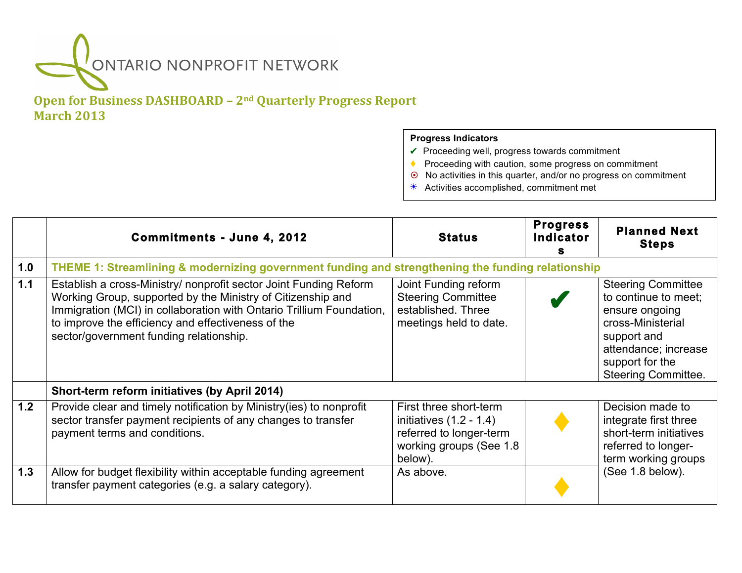ONTARIO NONPROFIT NETWORK

# Open for Business DASHBOARD – 2nd Quarterly Progress Report March 2013

**Progress Indicators**

- ✔ Proceeding well, progress towards commitment
- ♦ Proceeding with caution, some progress on commitment
- ⦿ No activities in this quarter, and/or no progress on commitment
- ☀ Activities accomplished, commitment met

| | **Commitments - June 4, 2012** | **Status** | **Progress Indicators** | **Planned Next Steps** |
|---|---|---|---|---|
| **1.0** | **THEME 1: Streamlining & modernizing government funding and strengthening the funding relationship** | | | |
| **1.1** | Establish a cross-Ministry/ nonprofit sector Joint Funding Reform Working Group, supported by the Ministry of Citizenship and Immigration (MCI) in collaboration with Ontario Trillium Foundation, to improve the efficiency and effectiveness of the sector/government funding relationship. | Joint Funding reform Steering Committee established. Three meetings held to date. | ✔ | Steering Committee to continue to meet; ensure ongoing cross-Ministerial support and attendance; increase support for the Steering Committee. |
| | **Short-term reform initiatives (by April 2014)** | | | |
| **1.2** | Provide clear and timely notification by Ministry(ies) to nonprofit sector transfer payment recipients of any changes to transfer payment terms and conditions. | First three short-term initiatives (1.2 - 1.4) referred to longer-term working groups (See 1.8 below). | ♦ | Decision made to integrate first three short-term initiatives referred to longer-term working groups (See 1.8 below). |
| **1.3** | Allow for budget flexibility within acceptable funding agreement transfer payment categories (e.g. a salary category). | As above. | ♦ | |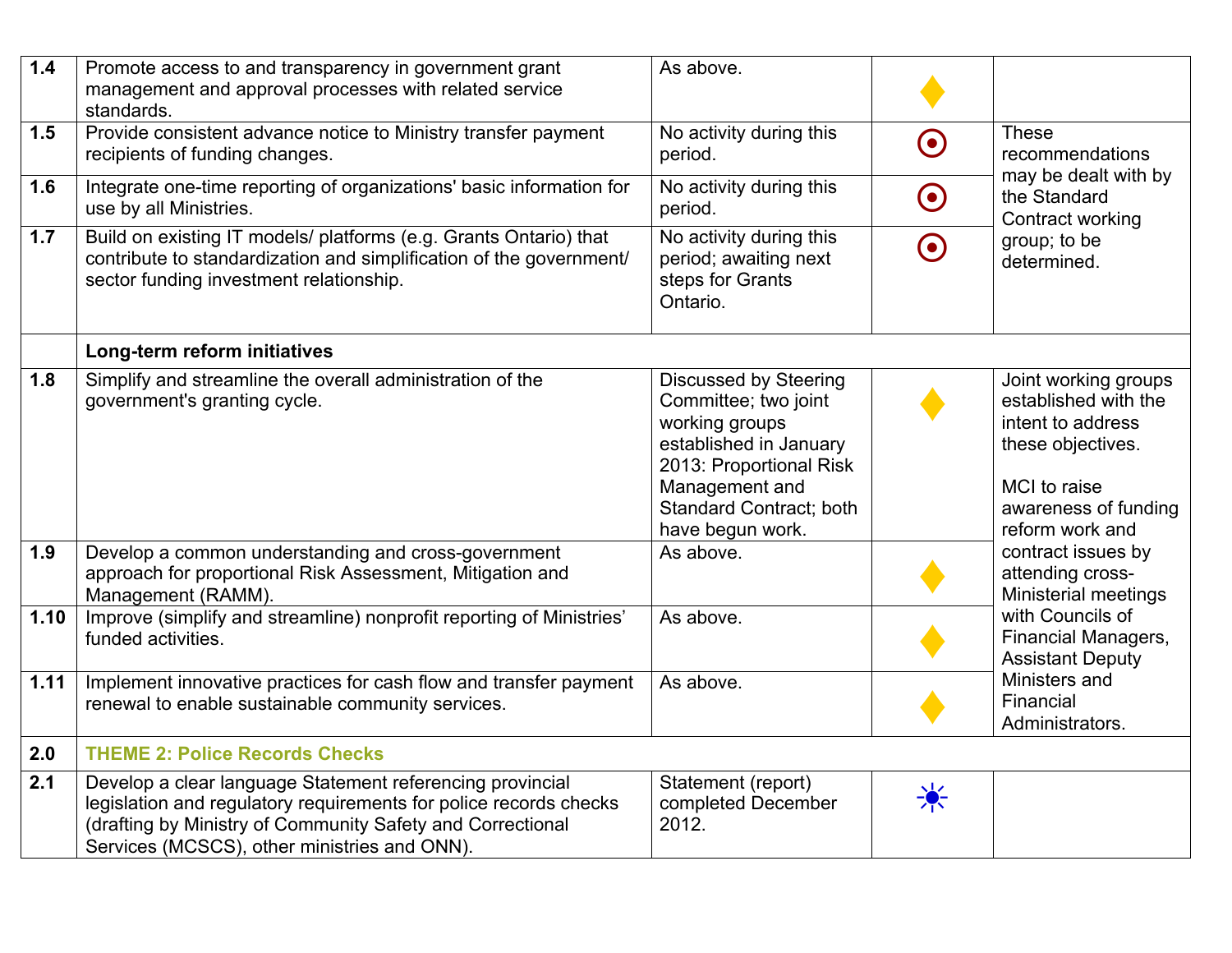| | | | | |
|---|---|---|---|---|
| **1.4** | Promote access to and transparency in government grant management and approval processes with related service standards. | As above. | ♦ | |
| **1.5** | Provide consistent advance notice to Ministry transfer payment recipients of funding changes. | No activity during this period. | ⦿ | These recommendations may be dealt with by the Standard Contract working group; to be determined. |
| **1.6** | Integrate one-time reporting of organizations' basic information for use by all Ministries. | No activity during this period. | ⦿ | |
| **1.7** | Build on existing IT models/ platforms (e.g. Grants Ontario) that contribute to standardization and simplification of the government/ sector funding investment relationship. | No activity during this period; awaiting next steps for Grants Ontario. | ⦿ | |
| | **Long-term reform initiatives** | | | |
| **1.8** | Simplify and streamline the overall administration of the government's granting cycle. | Discussed by Steering Committee; two joint working groups established in January 2013: Proportional Risk Management and Standard Contract; both have begun work. | ♦ | Joint working groups established with the intent to address these objectives.<br><br>MCI to raise awareness of funding reform work and contract issues by attending cross-Ministerial meetings with Councils of Financial Managers, Assistant Deputy Ministers and Financial Administrators. |
| **1.9** | Develop a common understanding and cross-government approach for proportional Risk Assessment, Mitigation and Management (RAMM). | As above. | ♦ | |
| **1.10** | Improve (simplify and streamline) nonprofit reporting of Ministries' funded activities. | As above. | ♦ | |
| **1.11** | Implement innovative practices for cash flow and transfer payment renewal to enable sustainable community services. | As above. | ♦ | |
| **2.0** | **THEME 2: Police Records Checks** | | | |
| **2.1** | Develop a clear language Statement referencing provincial legislation and regulatory requirements for police records checks (drafting by Ministry of Community Safety and Correctional Services (MCSCS), other ministries and ONN). | Statement (report) completed December 2012. | ☀ | |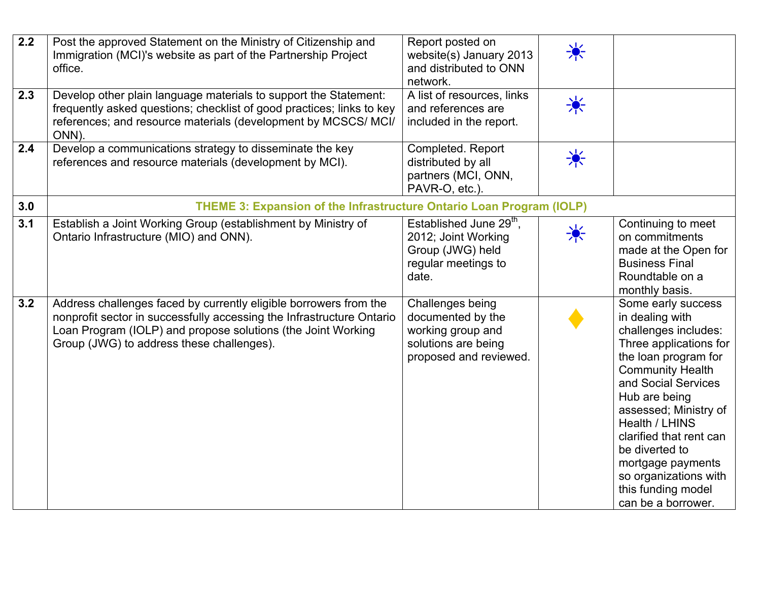| | | | | |
|---|---|---|---|---|
| **2.2** | Post the approved Statement on the Ministry of Citizenship and Immigration (MCI)'s website as part of the Partnership Project office. | Report posted on website(s) January 2013 and distributed to ONN network. | ☀ | |
| **2.3** | Develop other plain language materials to support the Statement: frequently asked questions; checklist of good practices; links to key references; and resource materials (development by MCSCS/ MCI/ ONN). | A list of resources, links and references are included in the report. | ☀ | |
| **2.4** | Develop a communications strategy to disseminate the key references and resource materials (development by MCI). | Completed. Report distributed by all partners (MCI, ONN, PAVR-O, etc.). | ☀ | |
| **3.0** | **THEME 3: Expansion of the Infrastructure Ontario Loan Program (IOLP)** | | | |
| **3.1** | Establish a Joint Working Group (establishment by Ministry of Ontario Infrastructure (MIO) and ONN). | Established June 29th, 2012; Joint Working Group (JWG) held regular meetings to date. | ☀ | Continuing to meet on commitments made at the Open for Business Final Roundtable on a monthly basis. |
| **3.2** | Address challenges faced by currently eligible borrowers from the nonprofit sector in successfully accessing the Infrastructure Ontario Loan Program (IOLP) and propose solutions (the Joint Working Group (JWG) to address these challenges). | Challenges being documented by the working group and solutions are being proposed and reviewed. | ◆ | Some early success in dealing with challenges includes: Three applications for the loan program for Community Health and Social Services Hub are being assessed; Ministry of Health / LHINS clarified that rent can be diverted to mortgage payments so organizations with this funding model can be a borrower. |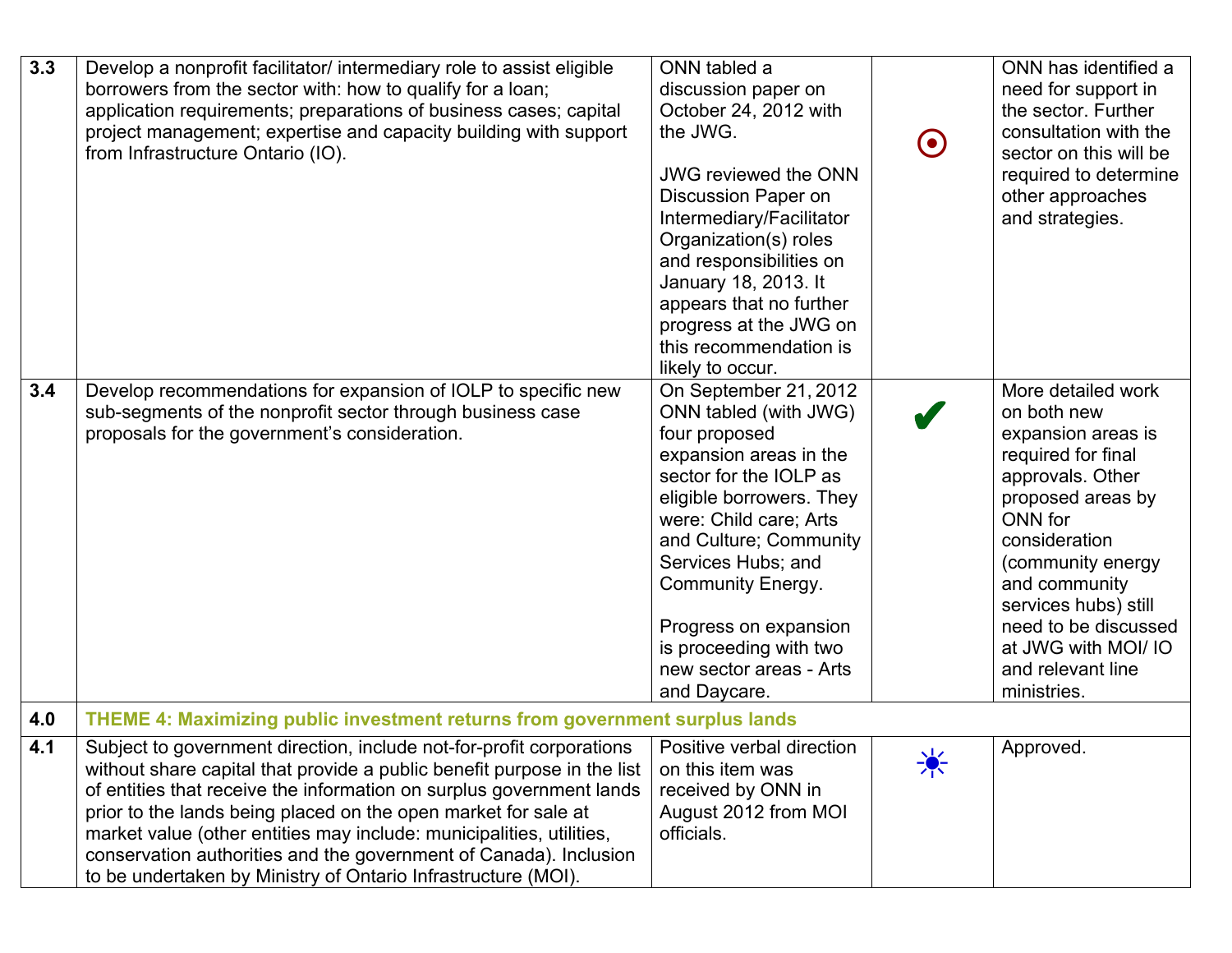| | | | | |
|---|---|---|---|---|
| **3.3** | Develop a nonprofit facilitator/ intermediary role to assist eligible borrowers from the sector with: how to qualify for a loan; application requirements; preparations of business cases; capital project management; expertise and capacity building with support from Infrastructure Ontario (IO). | ONN tabled a discussion paper on October 24, 2012 with the JWG.<br><br>JWG reviewed the ONN Discussion Paper on Intermediary/Facilitator Organization(s) roles and responsibilities on January 18, 2013. It appears that no further progress at the JWG on this recommendation is likely to occur. | ⦿ | ONN has identified a need for support in the sector. Further consultation with the sector on this will be required to determine other approaches and strategies. |
| **3.4** | Develop recommendations for expansion of IOLP to specific new sub-segments of the nonprofit sector through business case proposals for the government's consideration. | On September 21, 2012 ONN tabled (with JWG) four proposed expansion areas in the sector for the IOLP as eligible borrowers. They were: Child care; Arts and Culture; Community Services Hubs; and Community Energy.<br><br>Progress on expansion is proceeding with two new sector areas - Arts and Daycare. | ✔ | More detailed work on both new expansion areas is required for final approvals. Other proposed areas by ONN for consideration (community energy and community services hubs) still need to be discussed at JWG with MOI/ IO and relevant line ministries. |
| **4.0** | **THEME 4: Maximizing public investment returns from government surplus lands** | | | |
| **4.1** | Subject to government direction, include not-for-profit corporations without share capital that provide a public benefit purpose in the list of entities that receive the information on surplus government lands prior to the lands being placed on the open market for sale at market value (other entities may include: municipalities, utilities, conservation authorities and the government of Canada). Inclusion to be undertaken by Ministry of Ontario Infrastructure (MOI). | Positive verbal direction on this item was received by ONN in August 2012 from MOI officials. | ☀ | Approved. |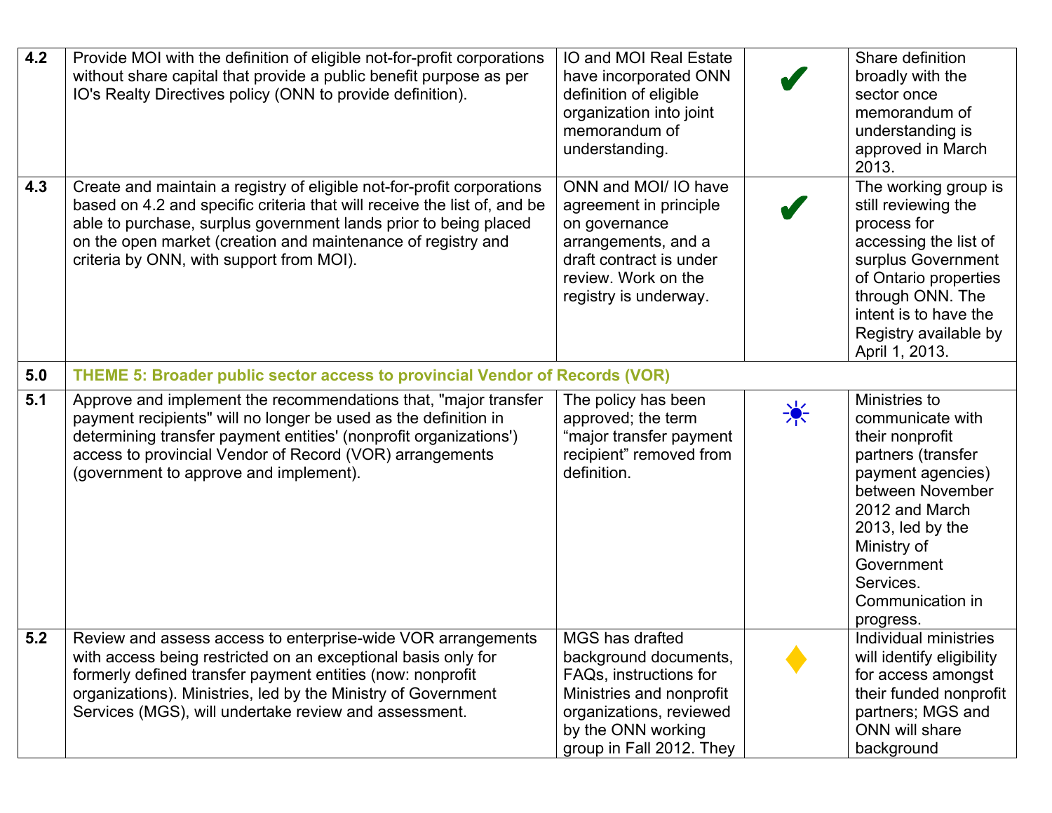| | | | | |
|---|---|---|---|---|
| 4.2 | Provide MOI with the definition of eligible not-for-profit corporations without share capital that provide a public benefit purpose as per IO's Realty Directives policy (ONN to provide definition). | IO and MOI Real Estate have incorporated ONN definition of eligible organization into joint memorandum of understanding. | ✔ | Share definition broadly with the sector once memorandum of understanding is approved in March 2013. |
| 4.3 | Create and maintain a registry of eligible not-for-profit corporations based on 4.2 and specific criteria that will receive the list of, and be able to purchase, surplus government lands prior to being placed on the open market (creation and maintenance of registry and criteria by ONN, with support from MOI). | ONN and MOI/ IO have agreement in principle on governance arrangements, and a draft contract is under review. Work on the registry is underway. | ✔ | The working group is still reviewing the process for accessing the list of surplus Government of Ontario properties through ONN. The intent is to have the Registry available by April 1, 2013. |
| 5.0 | **THEME 5: Broader public sector access to provincial Vendor of Records (VOR)** | | | |
| 5.1 | Approve and implement the recommendations that, "major transfer payment recipients" will no longer be used as the definition in determining transfer payment entities' (nonprofit organizations') access to provincial Vendor of Record (VOR) arrangements (government to approve and implement). | The policy has been approved; the term “major transfer payment recipient” removed from definition. | ☀ | Ministries to communicate with their nonprofit partners (transfer payment agencies) between November 2012 and March 2013, led by the Ministry of Government Services. Communication in progress. |
| 5.2 | Review and assess access to enterprise-wide VOR arrangements with access being restricted on an exceptional basis only for formerly defined transfer payment entities (now: nonprofit organizations). Ministries, led by the Ministry of Government Services (MGS), will undertake review and assessment. | MGS has drafted background documents, FAQs, instructions for Ministries and nonprofit organizations, reviewed by the ONN working group in Fall 2012. They | ♦ | Individual ministries will identify eligibility for access amongst their funded nonprofit partners; MGS and ONN will share background |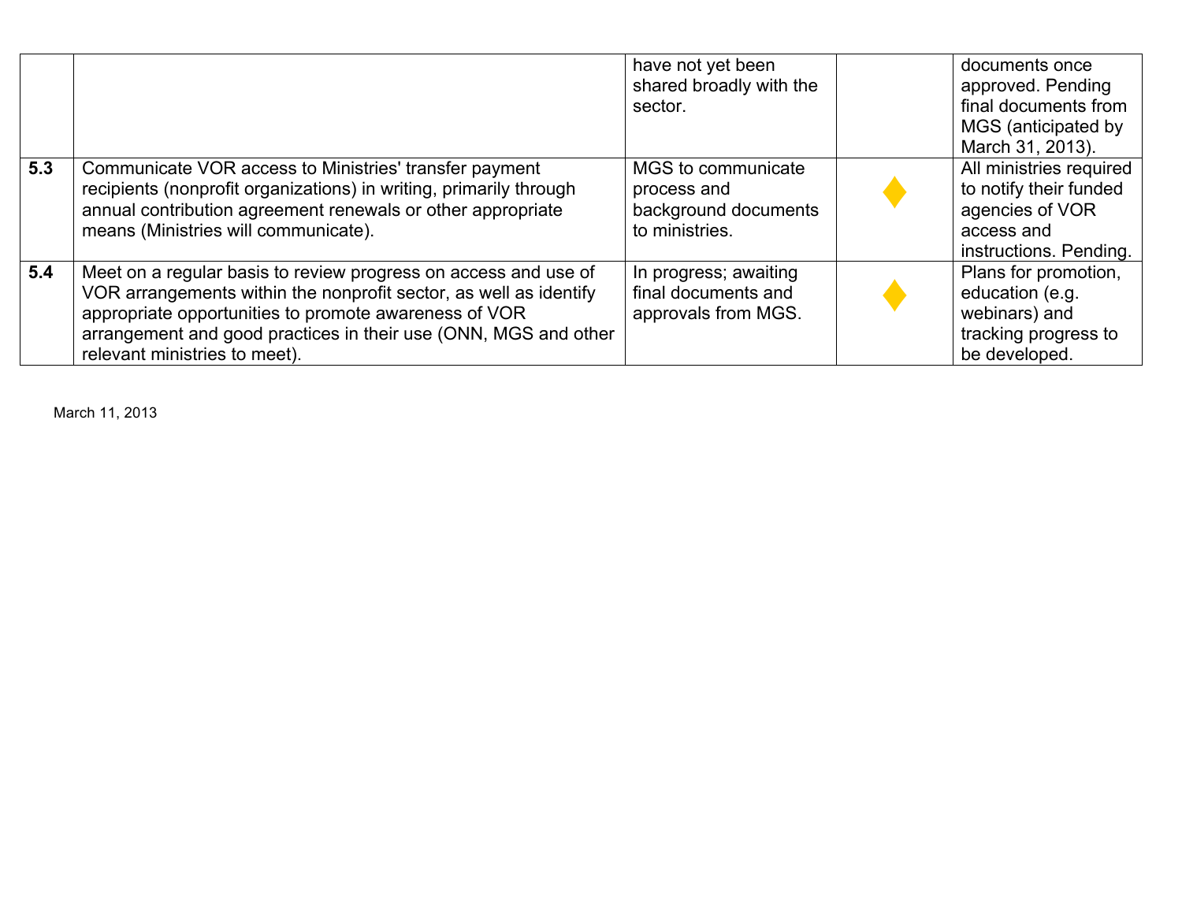| | | | | |
|---|---|---|---|---|
| | | have not yet been shared broadly with the sector. | | documents once approved. Pending final documents from MGS (anticipated by March 31, 2013). |
| **5.3** | Communicate VOR access to Ministries' transfer payment recipients (nonprofit organizations) in writing, primarily through annual contribution agreement renewals or other appropriate means (Ministries will communicate). | MGS to communicate process and background documents to ministries. | ♦ | All ministries required to notify their funded agencies of VOR access and instructions. Pending. |
| **5.4** | Meet on a regular basis to review progress on access and use of VOR arrangements within the nonprofit sector, as well as identify appropriate opportunities to promote awareness of VOR arrangement and good practices in their use (ONN, MGS and other relevant ministries to meet). | In progress; awaiting final documents and approvals from MGS. | ♦ | Plans for promotion, education (e.g. webinars) and tracking progress to be developed. |

March 11, 2013